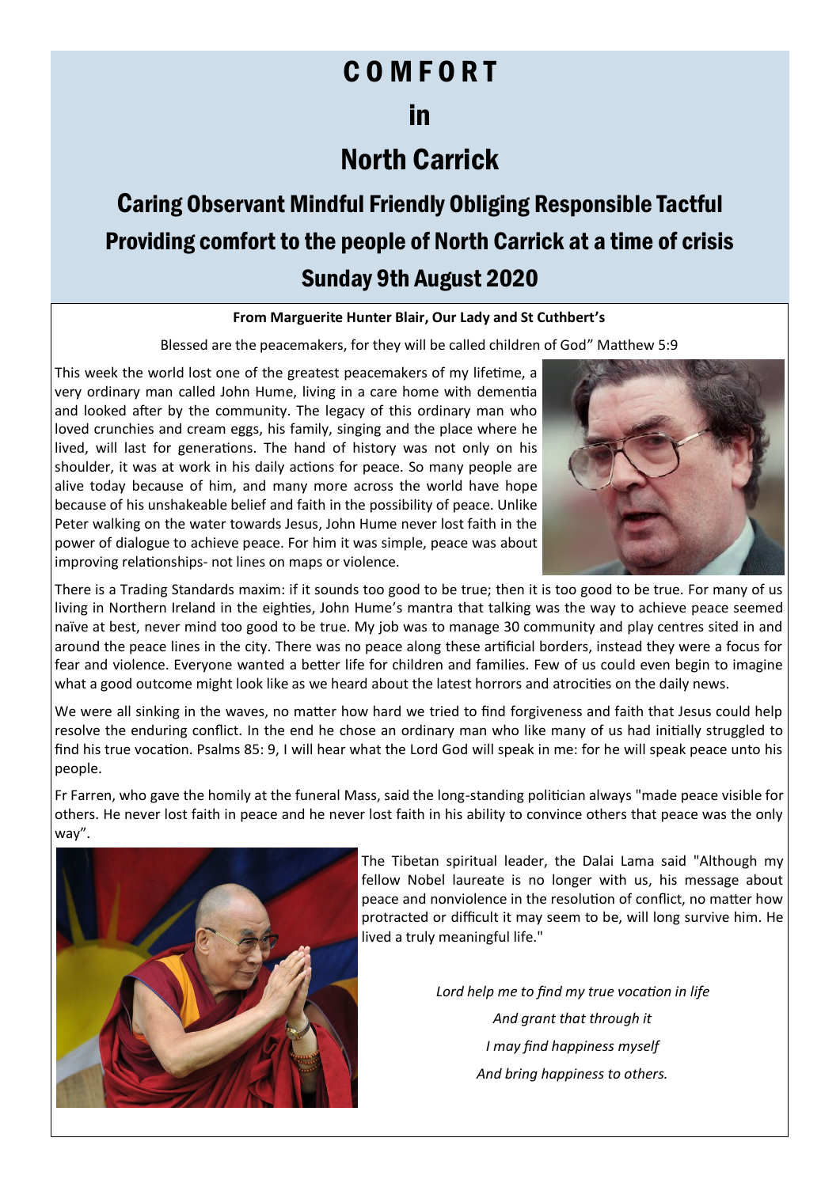# COMFORT

# in

# North Carrick

## Caring Observant Mindful Friendly Obliging Responsible Tactful

## Providing comfort to the people of North Carrick at a time of crisis

## Sunday 9th August 2020

**From Marguerite Hunter Blair, Our Lady and St Cuthbert's**

Blessed are the peacemakers, for they will be called children of God" Matthew 5:9

This week the world lost one of the greatest peacemakers of my lifetime, a very ordinary man called John Hume, living in a care home with dementia and looked after by the community. The legacy of this ordinary man who loved crunchies and cream eggs, his family, singing and the place where he lived, will last for generations. The hand of history was not only on his shoulder, it was at work in his daily actions for peace. So many people are alive today because of him, and many more across the world have hope because of his unshakeable belief and faith in the possibility of peace. Unlike Peter walking on the water towards Jesus, John Hume never lost faith in the power of dialogue to achieve peace. For him it was simple, peace was about improving relationships- not lines on maps or violence.

There is a Trading Standards maxim: if it sounds too good to be true; then it is too good to be true. For many of us living in Northern Ireland in the eighties, John Hume's mantra that talking was the way to achieve peace seemed naïve at best, never mind too good to be true. My job was to manage 30 community and play centres sited in and around the peace lines in the city. There was no peace along these artificial borders, instead they were a focus for fear and violence. Everyone wanted a better life for children and families. Few of us could even begin to imagine what a good outcome might look like as we heard about the latest horrors and atrocities on the daily news.

We were all sinking in the waves, no matter how hard we tried to find forgiveness and faith that Jesus could help resolve the enduring conflict. In the end he chose an ordinary man who like many of us had initially struggled to find his true vocation. Psalms 85: 9, I will hear what the Lord God will speak in me: for he will speak peace unto his people.

Fr Farren, who gave the homily at the funeral Mass, said the long-standing politician always "made peace visible for others. He never lost faith in peace and he never lost faith in his ability to convince others that peace was the only way".

The Tibetan spiritual leader, the Dalai Lama said "Although my fellow Nobel laureate is no longer with us, his message about peace and nonviolence in the resolution of conflict, no matter how protracted or difficult it may seem to be, will long survive him. He lived a truly meaningful life."

*Lord help me to find my true vocation in life*

*And grant that through it*

*I may find happiness myself*

*And bring happiness to others.*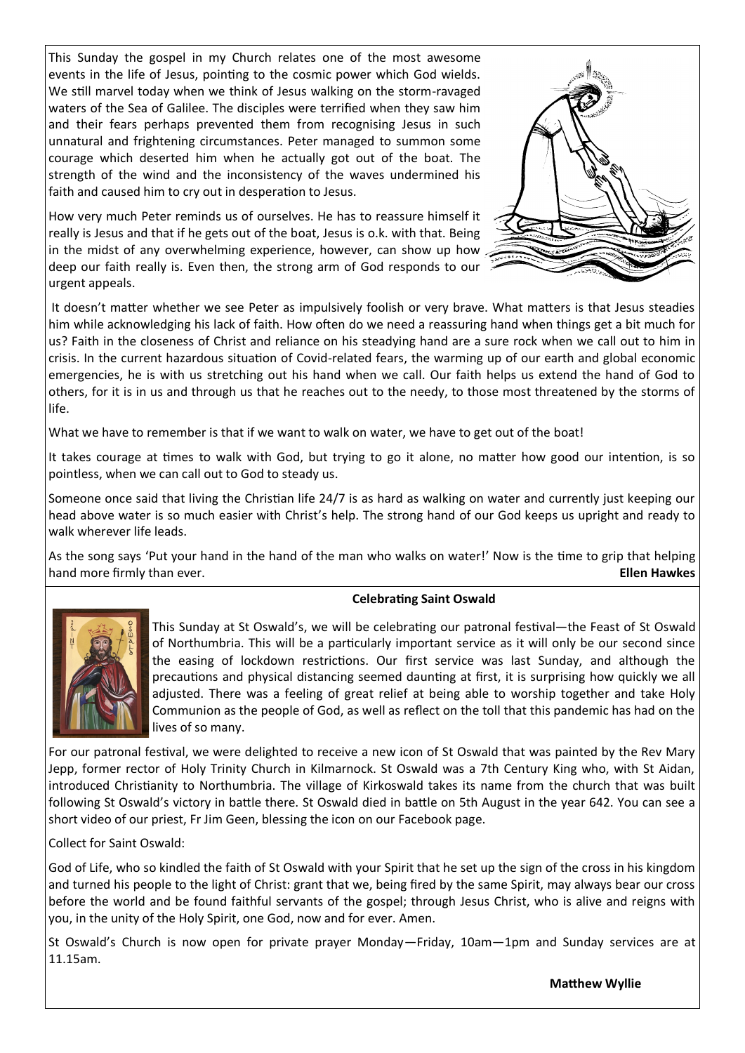This Sunday the gospel in my Church relates one of the most awesome events in the life of Jesus, pointing to the cosmic power which God wields. We still marvel today when we think of Jesus walking on the storm-ravaged waters of the Sea of Galilee. The disciples were terrified when they saw him and their fears perhaps prevented them from recognising Jesus in such unnatural and frightening circumstances. Peter managed to summon some courage which deserted him when he actually got out of the boat. The strength of the wind and the inconsistency of the waves undermined his faith and caused him to cry out in desperation to Jesus.

How very much Peter reminds us of ourselves. He has to reassure himself it really is Jesus and that if he gets out of the boat, Jesus is o.k. with that. Being in the midst of any overwhelming experience, however, can show up how deep our faith really is. Even then, the strong arm of God responds to our urgent appeals.

It doesn't matter whether we see Peter as impulsively foolish or very brave. What matters is that Jesus steadies him while acknowledging his lack of faith. How often do we need a reassuring hand when things get a bit much for us? Faith in the closeness of Christ and reliance on his steadying hand are a sure rock when we call out to him in crisis. In the current hazardous situation of Covid-related fears, the warming up of our earth and global economic emergencies, he is with us stretching out his hand when we call. Our faith helps us extend the hand of God to others, for it is in us and through us that he reaches out to the needy, to those most threatened by the storms of life.

What we have to remember is that if we want to walk on water, we have to get out of the boat!

It takes courage at times to walk with God, but trying to go it alone, no matter how good our intention, is so pointless, when we can call out to God to steady us.

Someone once said that living the Christian life 24/7 is as hard as walking on water and currently just keeping our head above water is so much easier with Christ's help. The strong hand of our God keeps us upright and ready to walk wherever life leads.

As the song says 'Put your hand in the hand of the man who walks on water!' Now is the time to grip that helping hand more firmly than ever.

**Ellen Hawkes**

### Celebrating Saint Oswald

This Sunday at St Oswald's, we will be celebrating our patronal festival—the Feast of St Oswald of Northumbria. This will be a particularly important service as it will only be our second since the easing of lockdown restrictions. Our first service was last Sunday, and although the precautions and physical distancing seemed daunting at first, it is surprising how quickly we all adjusted. There was a feeling of great relief at being able to worship together and take Holy Communion as the people of God, as well as reflect on the toll that this pandemic has had on the lives of so many.

For our patronal festival, we were delighted to receive a new icon of St Oswald that was painted by the Rev Mary Jepp, former rector of Holy Trinity Church in Kilmarnock. St Oswald was a 7th Century King who, with St Aidan, introduced Christianity to Northumbria. The village of Kirkoswald takes its name from the church that was built following St Oswald's victory in battle there. St Oswald died in battle on 5th August in the year 642. You can see a short video of our priest, Fr Jim Geen, blessing the icon on our Facebook page.

Collect for Saint Oswald:

God of Life, who so kindled the faith of St Oswald with your Spirit that he set up the sign of the cross in his kingdom and turned his people to the light of Christ: grant that we, being fired by the same Spirit, may always bear our cross before the world and be found faithful servants of the gospel; through Jesus Christ, who is alive and reigns with you, in the unity of the Holy Spirit, one God, now and for ever. Amen.

St Oswald's Church is now open for private prayer Monday—Friday, 10am—1pm and Sunday services are at 11.15am.

**Matthew Wyllie**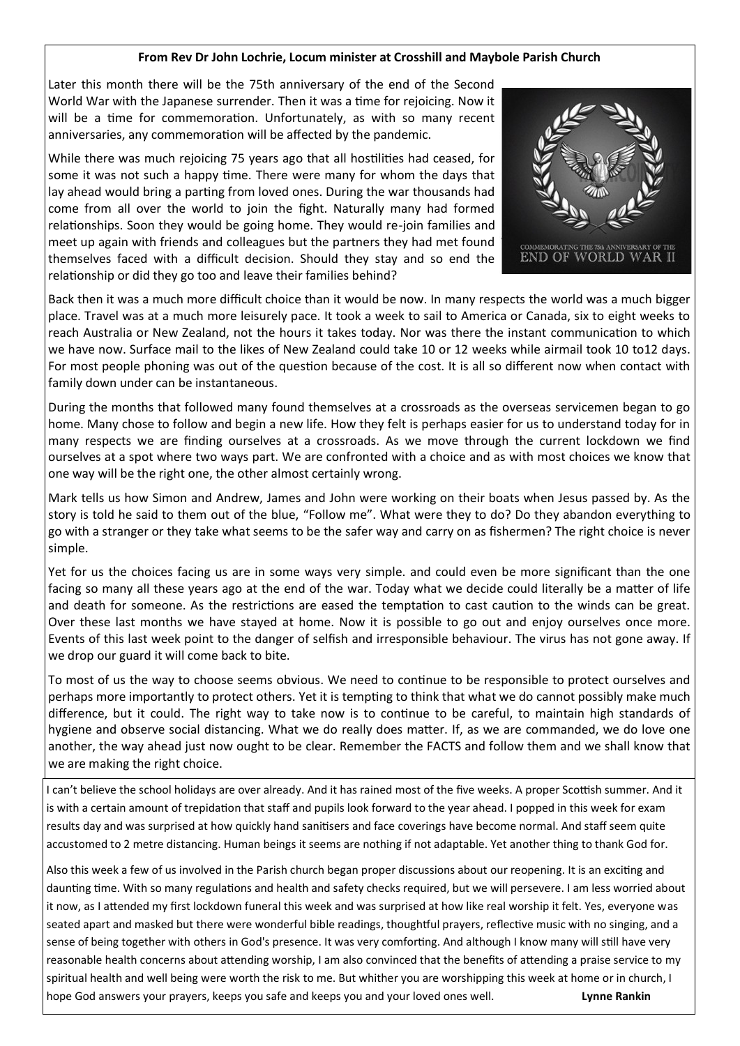**From Rev Dr John Lochrie, Locum minister at Crosshill and Maybole Parish Church**

Later this month there will be the 75th anniversary of the end of the Second World War with the Japanese surrender. Then it was a time for rejoicing. Now it will be a time for commemoration. Unfortunately, as with so many recent anniversaries, any commemoration will be affected by the pandemic.

While there was much rejoicing 75 years ago that all hostilities had ceased, for some it was not such a happy time. There were many for whom the days that lay ahead would bring a parting from loved ones. During the war thousands had come from all over the world to join the fight. Naturally many had formed relationships. Soon they would be going home. They would re-join families and meet up again with friends and colleagues but the partners they had met found themselves faced with a difficult decision. Should they stay and so end the relationship or did they go too and leave their families behind?

COMMEMORATING THE 75th ANNIVERSARY OF THE END OF WORLD WAR II

Back then it was a much more difficult choice than it would be now. In many respects the world was a much bigger place. Travel was at a much more leisurely pace. It took a week to sail to America or Canada, six to eight weeks to reach Australia or New Zealand, not the hours it takes today. Nor was there the instant communication to which we have now. Surface mail to the likes of New Zealand could take 10 or 12 weeks while airmail took 10 to12 days. For most people phoning was out of the question because of the cost. It is all so different now when contact with family down under can be instantaneous.

During the months that followed many found themselves at a crossroads as the overseas servicemen began to go home. Many chose to follow and begin a new life. How they felt is perhaps easier for us to understand today for in many respects we are finding ourselves at a crossroads. As we move through the current lockdown we find ourselves at a spot where two ways part. We are confronted with a choice and as with most choices we know that one way will be the right one, the other almost certainly wrong.

Mark tells us how Simon and Andrew, James and John were working on their boats when Jesus passed by. As the story is told he said to them out of the blue, "Follow me". What were they to do? Do they abandon everything to go with a stranger or they take what seems to be the safer way and carry on as fishermen? The right choice is never simple.

Yet for us the choices facing us are in some ways very simple. and could even be more significant than the one facing so many all these years ago at the end of the war. Today what we decide could literally be a matter of life and death for someone. As the restrictions are eased the temptation to cast caution to the winds can be great. Over these last months we have stayed at home. Now it is possible to go out and enjoy ourselves once more. Events of this last week point to the danger of selfish and irresponsible behaviour. The virus has not gone away. If we drop our guard it will come back to bite.

To most of us the way to choose seems obvious. We need to continue to be responsible to protect ourselves and perhaps more importantly to protect others. Yet it is tempting to think that what we do cannot possibly make much difference, but it could. The right way to take now is to continue to be careful, to maintain high standards of hygiene and observe social distancing. What we do really does matter. If, as we are commanded, we do love one another, the way ahead just now ought to be clear. Remember the FACTS and follow them and we shall know that we are making the right choice.

I can't believe the school holidays are over already. And it has rained most of the five weeks. A proper Scottish summer. And it is with a certain amount of trepidation that staff and pupils look forward to the year ahead. I popped in this week for exam results day and was surprised at how quickly hand sanitisers and face coverings have become normal. And staff seem quite accustomed to 2 metre distancing. Human beings it seems are nothing if not adaptable. Yet another thing to thank God for.

Also this week a few of us involved in the Parish church began proper discussions about our reopening. It is an exciting and daunting time. With so many regulations and health and safety checks required, but we will persevere. I am less worried about it now, as I attended my first lockdown funeral this week and was surprised at how like real worship it felt. Yes, everyone was seated apart and masked but there were wonderful bible readings, thoughtful prayers, reflective music with no singing, and a sense of being together with others in God's presence. It was very comforting. And although I know many will still have very reasonable health concerns about attending worship, I am also convinced that the benefits of attending a praise service to my spiritual health and well being were worth the risk to me. But whither you are worshipping this week at home or in church, I hope God answers your prayers, keeps you safe and keeps you and your loved ones well.

**Lynne Rankin**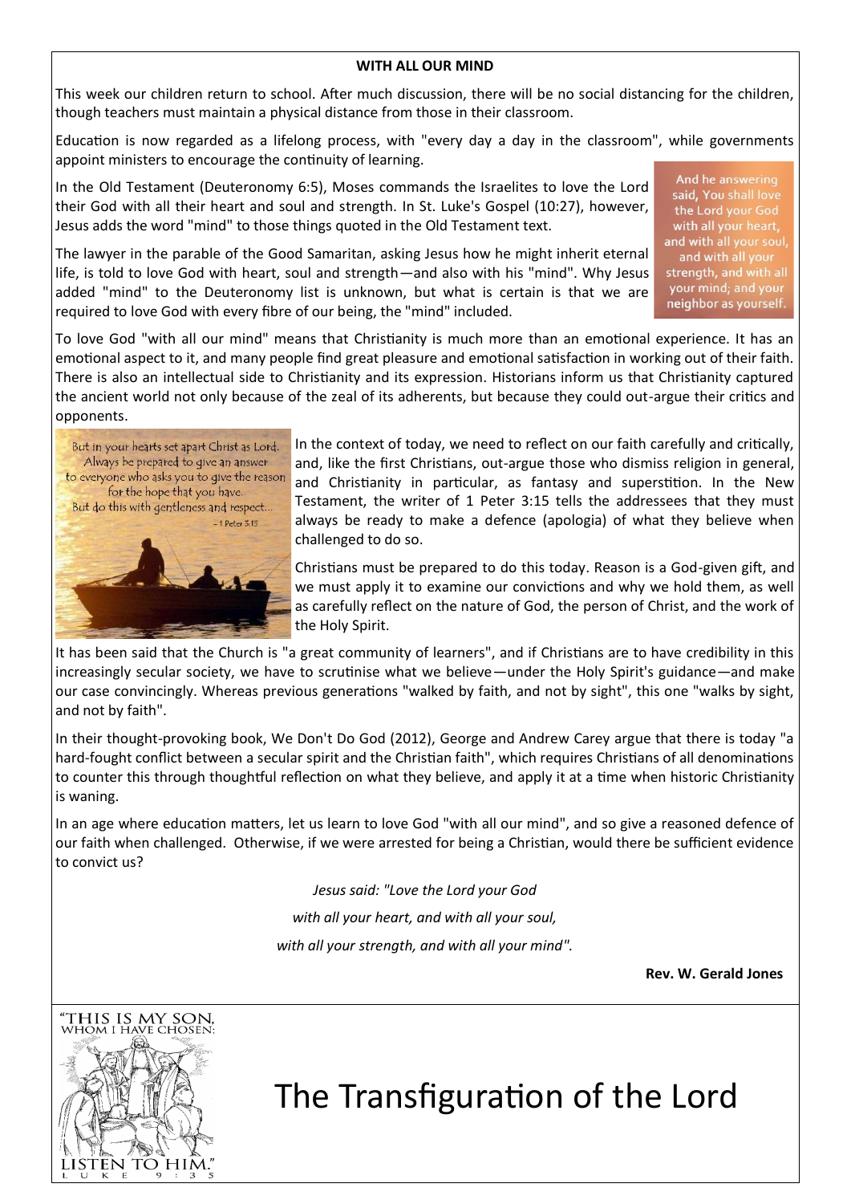**WITH ALL OUR MIND**

This week our children return to school. After much discussion, there will be no social distancing for the children, though teachers must maintain a physical distance from those in their classroom.

Education is now regarded as a lifelong process, with "every day a day in the classroom", while governments appoint ministers to encourage the continuity of learning.

In the Old Testament (Deuteronomy 6:5), Moses commands the Israelites to love the Lord their God with all their heart and soul and strength. In St. Luke's Gospel (10:27), however, Jesus adds the word "mind" to those things quoted in the Old Testament text.

And he answering said, You shall love the Lord your God with all your heart, and with all your soul, and with all your strength, and with all your mind; and your neighbor as yourself.

The lawyer in the parable of the Good Samaritan, asking Jesus how he might inherit eternal life, is told to love God with heart, soul and strength—and also with his "mind". Why Jesus added "mind" to the Deuteronomy list is unknown, but what is certain is that we are required to love God with every fibre of our being, the "mind" included.

To love God "with all our mind" means that Christianity is much more than an emotional experience. It has an emotional aspect to it, and many people find great pleasure and emotional satisfaction in working out of their faith. There is also an intellectual side to Christianity and its expression. Historians inform us that Christianity captured the ancient world not only because of the zeal of its adherents, but because they could out-argue their critics and opponents.

But in your hearts set apart Christ as Lord. Always be prepared to give an answer to everyone who asks you to give the reason for the hope that you have. But do this with gentleness and respect... – 1 Peter 3:15

In the context of today, we need to reflect on our faith carefully and critically, and, like the first Christians, out-argue those who dismiss religion in general, and Christianity in particular, as fantasy and superstition. In the New Testament, the writer of 1 Peter 3:15 tells the addressees that they must always be ready to make a defence (apologia) of what they believe when challenged to do so.

Christians must be prepared to do this today. Reason is a God-given gift, and we must apply it to examine our convictions and why we hold them, as well as carefully reflect on the nature of God, the person of Christ, and the work of the Holy Spirit.

It has been said that the Church is "a great community of learners", and if Christians are to have credibility in this increasingly secular society, we have to scrutinise what we believe—under the Holy Spirit's guidance—and make our case convincingly. Whereas previous generations "walked by faith, and not by sight", this one "walks by sight, and not by faith".

In their thought-provoking book, We Don't Do God (2012), George and Andrew Carey argue that there is today "a hard-fought conflict between a secular spirit and the Christian faith", which requires Christians of all denominations to counter this through thoughtful reflection on what they believe, and apply it at a time when historic Christianity is waning.

In an age where education matters, let us learn to love God "with all our mind", and so give a reasoned defence of our faith when challenged. Otherwise, if we were arrested for being a Christian, would there be sufficient evidence to convict us?

*Jesus said: "Love the Lord your God*

*with all your heart, and with all your soul,*

*with all your strength, and with all your mind".*

**Rev. W. Gerald Jones**

"THIS IS MY SON, WHOM I HAVE CHOSEN; LISTEN TO HIM." LUKE 9:35

# The Transfiguration of the Lord